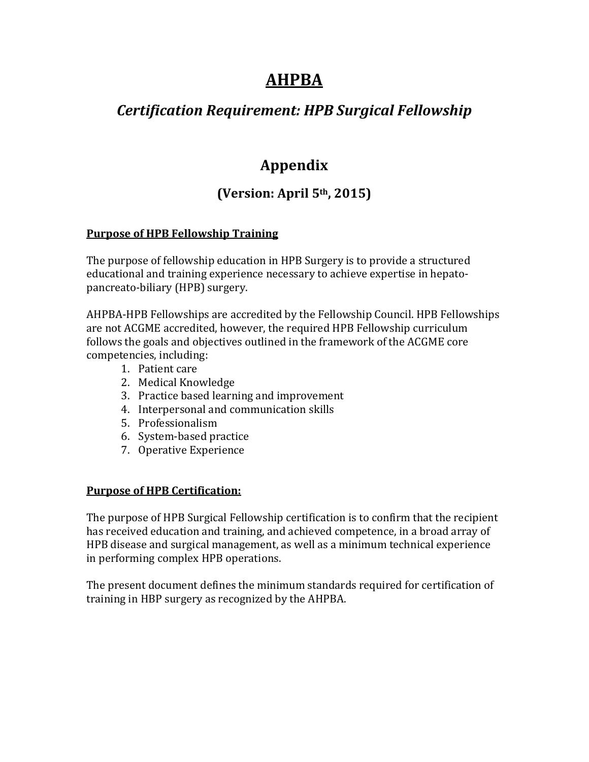# AHPBA

## *Certification Requirement: HPB Surgical Fellowship*

## Appendix

### (Version: April 5th, 2015)

**Purpose of HPB Fellowship Training**

The purpose of fellowship education in HPB Surgery is to provide a structured educational and training experience necessary to achieve expertise in hepato-pancreato-biliary (HPB) surgery.

AHPBA-HPB Fellowships are accredited by the Fellowship Council. HPB Fellowships are not ACGME accredited, however, the required HPB Fellowship curriculum follows the goals and objectives outlined in the framework of the ACGME core competencies, including:

1. Patient care
2. Medical Knowledge
3. Practice based learning and improvement
4. Interpersonal and communication skills
5. Professionalism
6. System-based practice
7. Operative Experience

**Purpose of HPB Certification:**

The purpose of HPB Surgical Fellowship certification is to confirm that the recipient has received education and training, and achieved competence, in a broad array of HPB disease and surgical management, as well as a minimum technical experience in performing complex HPB operations.

The present document defines the minimum standards required for certification of training in HBP surgery as recognized by the AHPBA.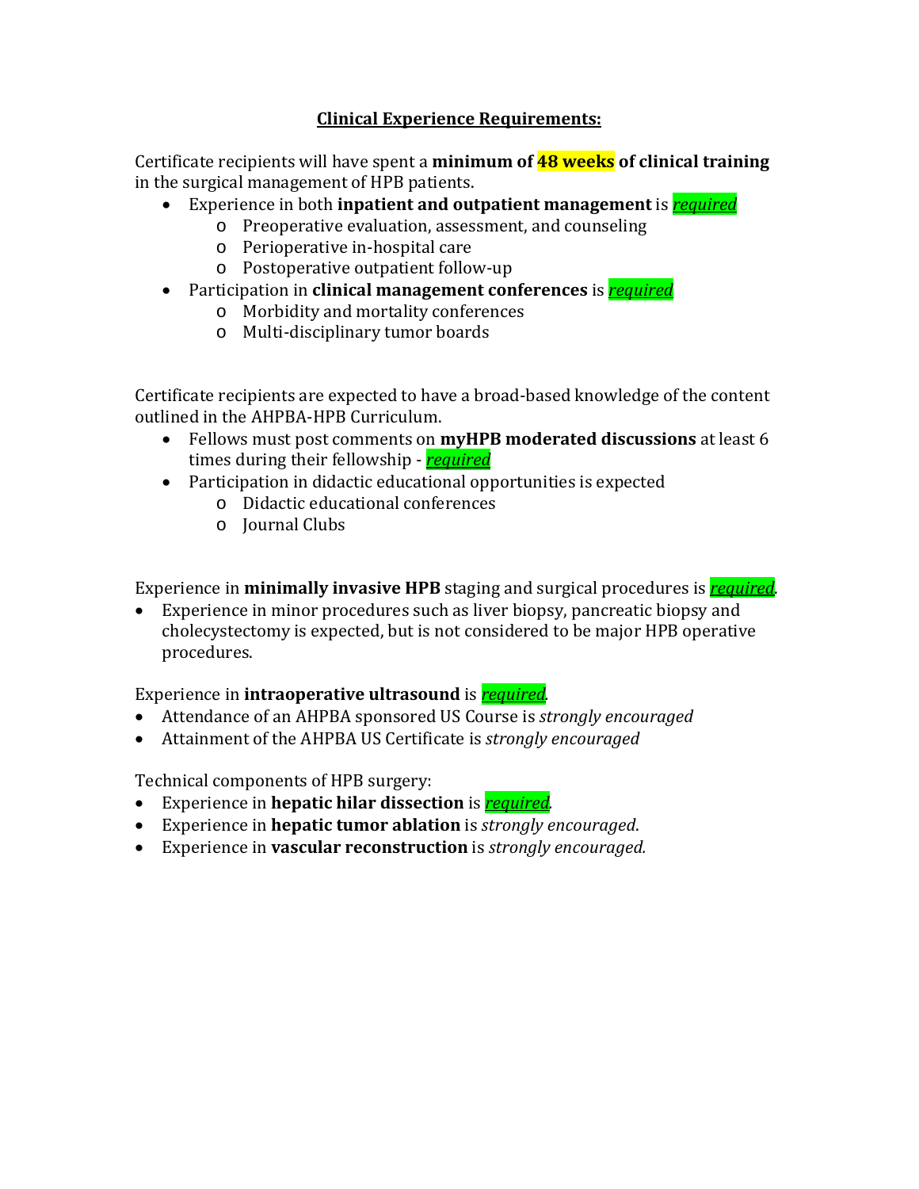## Clinical Experience Requirements:

Certificate recipients will have spent a **minimum of 48 weeks of clinical training** in the surgical management of HPB patients.

- Experience in both **inpatient and outpatient management** is ***required***
  - Preoperative evaluation, assessment, and counseling
  - Perioperative in-hospital care
  - Postoperative outpatient follow-up
- Participation in **clinical management conferences** is ***required***
  - Morbidity and mortality conferences
  - Multi-disciplinary tumor boards

Certificate recipients are expected to have a broad-based knowledge of the content outlined in the AHPBA-HPB Curriculum.

- Fellows must post comments on **myHPB moderated discussions** at least 6 times during their fellowship - ***required***
- Participation in didactic educational opportunities is expected
  - Didactic educational conferences
  - Journal Clubs

Experience in **minimally invasive HPB** staging and surgical procedures is ***required***.

- Experience in minor procedures such as liver biopsy, pancreatic biopsy and cholecystectomy is expected, but is not considered to be major HPB operative procedures.

Experience in **intraoperative ultrasound** is ***required***.

- Attendance of an AHPBA sponsored US Course is *strongly encouraged*
- Attainment of the AHPBA US Certificate is *strongly encouraged*

Technical components of HPB surgery:

- Experience in **hepatic hilar dissection** is ***required***.
- Experience in **hepatic tumor ablation** is *strongly encouraged*.
- Experience in **vascular reconstruction** is *strongly encouraged.*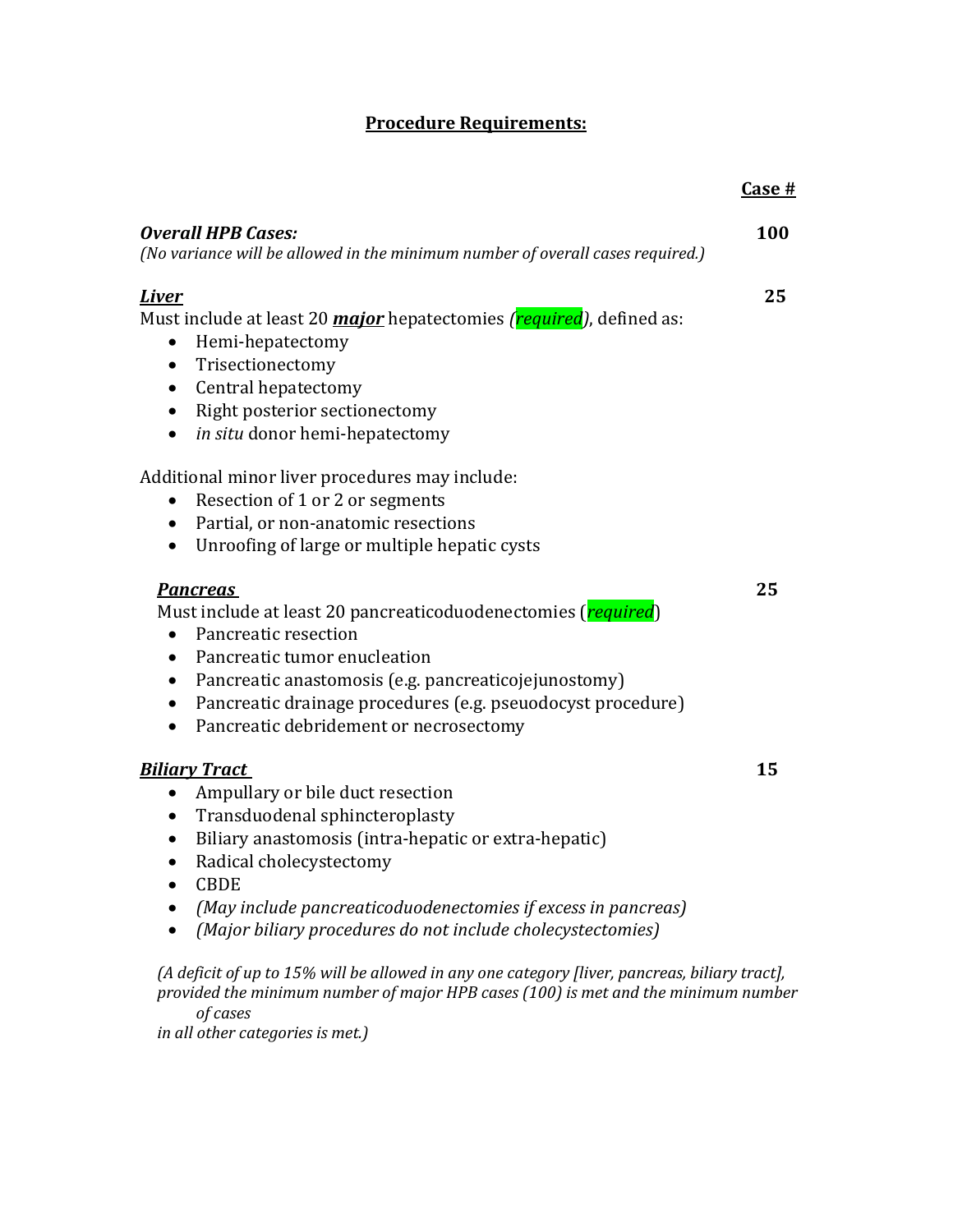## Procedure Requirements:

| | Case # |
|---|---|
| ***Overall HPB Cases:*** *(No variance will be allowed in the minimum number of overall cases required.)* | **100** |
| ***Liver*** | **25** |
| ***Pancreas*** | **25** |
| ***Biliary Tract*** | **15** |

### ***Liver*** — 25

Must include at least 20 ***major*** hepatectomies *(required)*, defined as:

- Hemi-hepatectomy
- Trisectionectomy
- Central hepatectomy
- Right posterior sectionectomy
- *in situ* donor hemi-hepatectomy

Additional minor liver procedures may include:

- Resection of 1 or 2 or segments
- Partial, or non-anatomic resections
- Unroofing of large or multiple hepatic cysts

### ***Pancreas*** — 25

Must include at least 20 pancreaticoduodenectomies (*required*)

- Pancreatic resection
- Pancreatic tumor enucleation
- Pancreatic anastomosis (e.g. pancreaticojejunostomy)
- Pancreatic drainage procedures (e.g. pseuodocyst procedure)
- Pancreatic debridement or necrosectomy

### ***Biliary Tract*** — 15

- Ampullary or bile duct resection
- Transduodenal sphincteroplasty
- Biliary anastomosis (intra-hepatic or extra-hepatic)
- Radical cholecystectomy
- CBDE
- *(May include pancreaticoduodenectomies if excess in pancreas)*
- *(Major biliary procedures do not include cholecystectomies)*

*(A deficit of up to 15% will be allowed in any one category [liver, pancreas, biliary tract], provided the minimum number of major HPB cases (100) is met and the minimum number of cases in all other categories is met.)*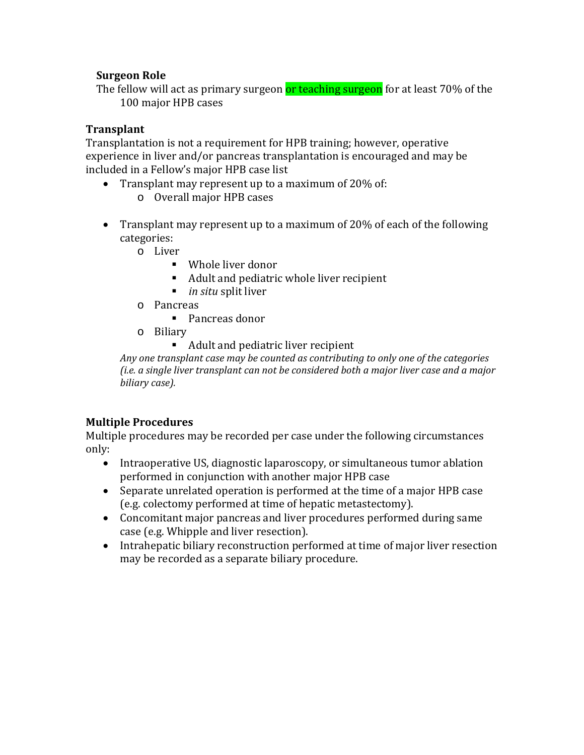**Surgeon Role**

The fellow will act as primary surgeon or teaching surgeon for at least 70% of the 100 major HPB cases

**Transplant**

Transplantation is not a requirement for HPB training; however, operative experience in liver and/or pancreas transplantation is encouraged and may be included in a Fellow's major HPB case list

- Transplant may represent up to a maximum of 20% of:
  - Overall major HPB cases

- Transplant may represent up to a maximum of 20% of each of the following categories:
  - Liver
    - Whole liver donor
    - Adult and pediatric whole liver recipient
    - *in situ* split liver
  - Pancreas
    - Pancreas donor
  - Biliary
    - Adult and pediatric liver recipient

  *Any one transplant case may be counted as contributing to only one of the categories (i.e. a single liver transplant can not be considered both a major liver case and a major biliary case).*

**Multiple Procedures**

Multiple procedures may be recorded per case under the following circumstances only:

- Intraoperative US, diagnostic laparoscopy, or simultaneous tumor ablation performed in conjunction with another major HPB case
- Separate unrelated operation is performed at the time of a major HPB case (e.g. colectomy performed at time of hepatic metastectomy).
- Concomitant major pancreas and liver procedures performed during same case (e.g. Whipple and liver resection).
- Intrahepatic biliary reconstruction performed at time of major liver resection may be recorded as a separate biliary procedure.